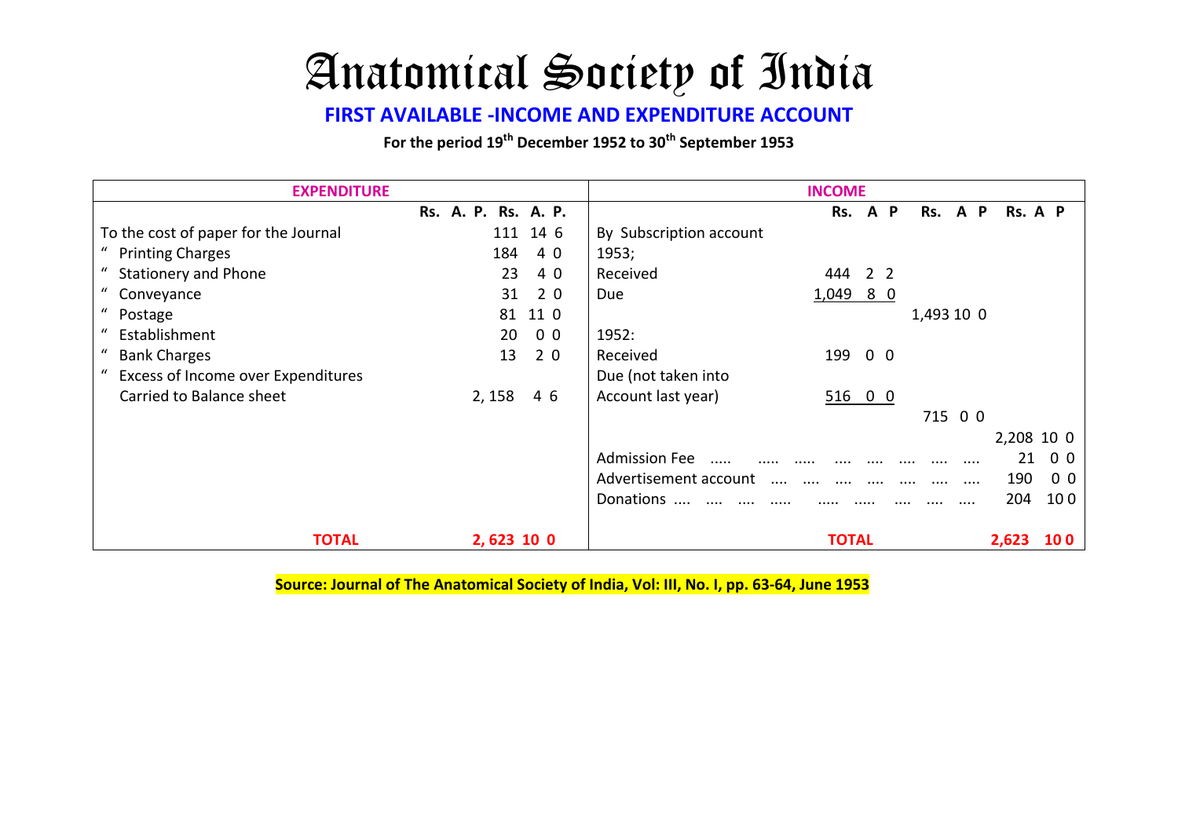# Anatomical Society of India

## FIRST AVAILABLE -INCOME AND EXPENDITURE ACCOUNT

**For the period 19th December 1952 to 30th September 1953**

| EXPENDITURE | | INCOME | | | |
|---|---|---|---|---|---|
| | Rs. A. P. Rs. A. P. | | Rs. A P | Rs. A P | Rs. A P |
| To the cost of paper for the Journal | 111 14 6 | By Subscription account | | | |
| " Printing Charges | 184 4 0 | 1953; | | | |
| " Stationery and Phone | 23 4 0 | Received | 444 2 2 | | |
| " Conveyance | 31 2 0 | Due | 1,049 8 0 | | |
| " Postage | 81 11 0 | | | 1,493 10 0 | |
| " Establishment | 20 0 0 | 1952: | | | |
| " Bank Charges | 13 2 0 | Received | 199 0 0 | | |
| " Excess of Income over Expenditures | | Due (not taken into | | | |
| Carried to Balance sheet | 2, 158 4 6 | Account last year) | 516 0 0 | | |
| | | | | 715 0 0 | |
| | | | | | 2,208 10 0 |
| | | Admission Fee ..... ..... ..... .... .... .... .... .... | | | 21 0 0 |
| | | Advertisement account .... .... .... .... .... .... .... | | | 190 0 0 |
| | | Donations .... .... .... ..... ..... ..... .... .... .... | | | 204 10 0 |
| **TOTAL** | **2, 623 10 0** | **TOTAL** | | | **2,623 10 0** |

**Source: Journal of The Anatomical Society of India, Vol: III, No. I, pp. 63-64, June 1953**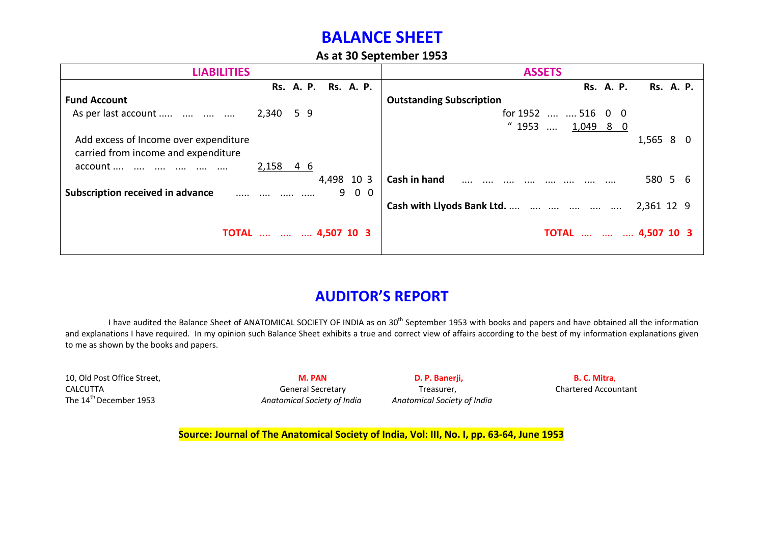# BALANCE SHEET

### As at 30 September 1953

| LIABILITIES | Rs. A. P. | Rs. A. P. | ASSETS | Rs. A. P. | Rs. A. P. |
|---|---|---|---|---|---|
| **Fund Account** | | | **Outstanding Subscription** | | |
| As per last account ..... .... .... .... | 2,340 5 9 | | for 1952 .... .... | 516 0 0 | |
| | | | " 1953 .... | 1,049 8 0 | |
| Add excess of Income over expenditure carried from income and expenditure account .... .... .... .... .... .... | 2,158 4 6 | | | | 1,565 8 0 |
| | | 4,498 10 3 | **Cash in hand** .... .... .... .... .... .... .... .... | | 580 5 6 |
| **Subscription received in advance** ..... .... ..... ..... | | 9 0 0 | | | |
| | | | **Cash with Llyods Bank Ltd.** .... .... .... .... .... .... | | 2,361 12 9 |
| **TOTAL** .... .... .... | | **4,507 10 3** | **TOTAL** .... .... .... | | **4,507 10 3** |

# AUDITOR'S REPORT

I have audited the Balance Sheet of ANATOMICAL SOCIETY OF INDIA as on 30th September 1953 with books and papers and have obtained all the information and explanations I have required. In my opinion such Balance Sheet exhibits a true and correct view of affairs according to the best of my information explanations given to me as shown by the books and papers.

10, Old Post Office Street,
CALCUTTA
The 14th December 1953

**M. PAN**
General Secretary
*Anatomical Society of India*

**D. P. Banerji,**
Treasurer,
*Anatomical Society of India*

**B. C. Mitra,**
Chartered Accountant

**Source: Journal of The Anatomical Society of India, Vol: III, No. I, pp. 63-64, June 1953**